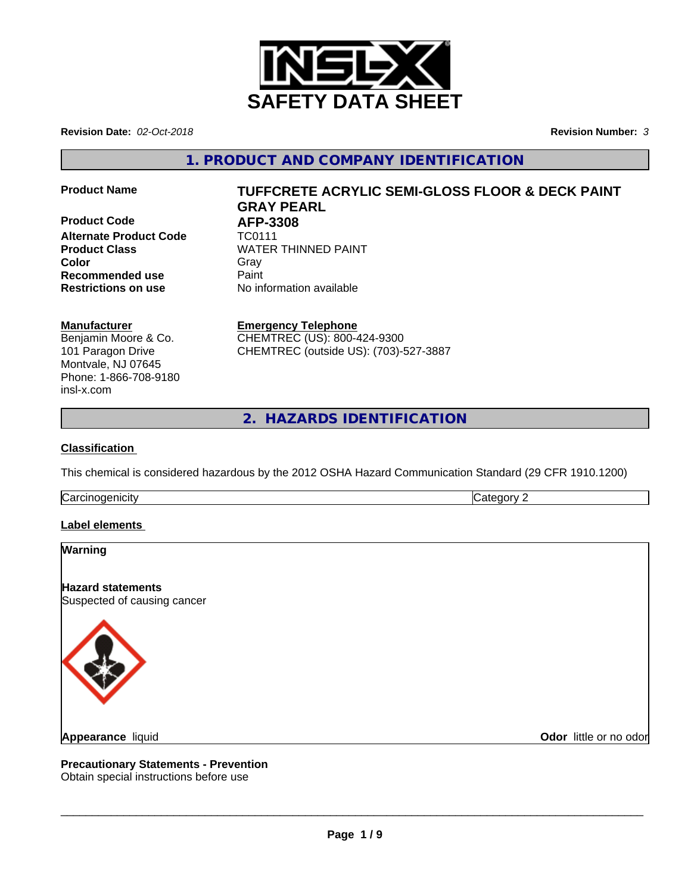# SAFETY DATA SHEET

**Revision Date:** *02-Oct-2018*

**Revision Number:** *3*

## 1. PRODUCT AND COMPANY IDENTIFICATION

| | |
|---|---|
| **Product Name** | **TUFFCRETE ACRYLIC SEMI-GLOSS FLOOR & DECK PAINT GRAY PEARL** |
| **Product Code** | **AFP-3308** |
| **Alternate Product Code** | TC0111 |
| **Product Class** | WATER THINNED PAINT |
| **Color** | Gray |
| **Recommended use** | Paint |
| **Restrictions on use** | No information available |

**Manufacturer**
Benjamin Moore & Co.
101 Paragon Drive
Montvale, NJ 07645
Phone: 1-866-708-9180
insl-x.com

**Emergency Telephone**
CHEMTREC (US): 800-424-9300
CHEMTREC (outside US): (703)-527-3887

## 2. HAZARDS IDENTIFICATION

**Classification**

This chemical is considered hazardous by the 2012 OSHA Hazard Communication Standard (29 CFR 1910.1200)

| | |
|---|---|
| Carcinogenicity | Category 2 |

**Label elements**

**Warning**

**Hazard statements**
Suspected of causing cancer

**Appearance** liquid

**Odor** little or no odor

**Precautionary Statements - Prevention**
Obtain special instructions before use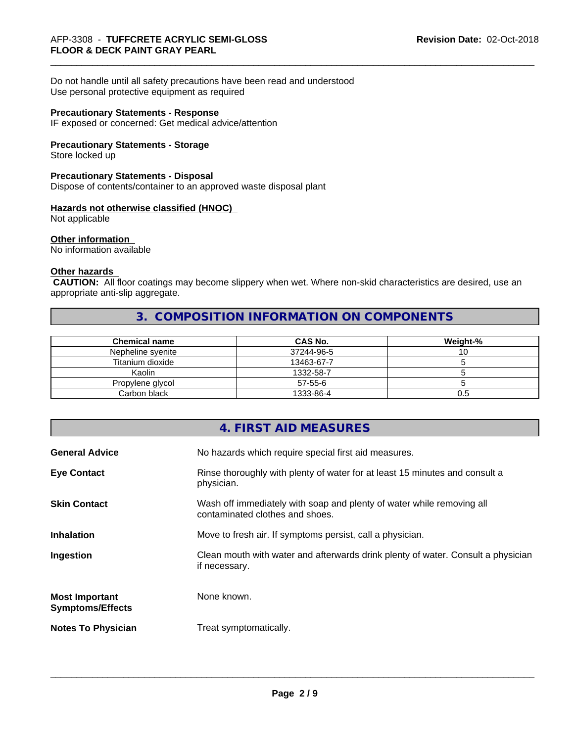Do not handle until all safety precautions have been read and understood
Use personal protective equipment as required

**Precautionary Statements - Response**
IF exposed or concerned: Get medical advice/attention

**Precautionary Statements - Storage**
Store locked up

**Precautionary Statements - Disposal**
Dispose of contents/container to an approved waste disposal plant

**Hazards not otherwise classified (HNOC)**
Not applicable

**Other information**
No information available

**Other hazards**
**CAUTION:** All floor coatings may become slippery when wet. Where non-skid characteristics are desired, use an appropriate anti-slip aggregate.

## 3. COMPOSITION INFORMATION ON COMPONENTS

| Chemical name | CAS No. | Weight-% |
|---|---|---|
| Nepheline syenite | 37244-96-5 | 10 |
| Titanium dioxide | 13463-67-7 | 5 |
| Kaolin | 1332-58-7 | 5 |
| Propylene glycol | 57-55-6 | 5 |
| Carbon black | 1333-86-4 | 0.5 |

## 4. FIRST AID MEASURES

**General Advice** No hazards which require special first aid measures.

**Eye Contact** Rinse thoroughly with plenty of water for at least 15 minutes and consult a physician.

**Skin Contact** Wash off immediately with soap and plenty of water while removing all contaminated clothes and shoes.

**Inhalation** Move to fresh air. If symptoms persist, call a physician.

**Ingestion** Clean mouth with water and afterwards drink plenty of water. Consult a physician if necessary.

**Most Important Symptoms/Effects** None known.

**Notes To Physician** Treat symptomatically.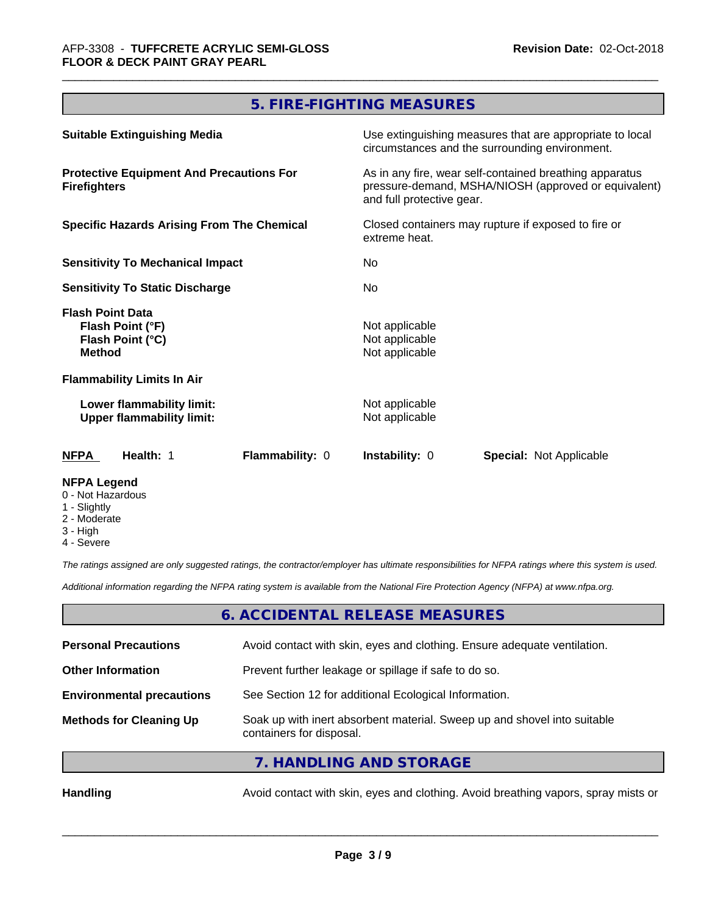## 5. FIRE-FIGHTING MEASURES

**Suitable Extinguishing Media**
Use extinguishing measures that are appropriate to local circumstances and the surrounding environment.

**Protective Equipment And Precautions For Firefighters**
As in any fire, wear self-contained breathing apparatus pressure-demand, MSHA/NIOSH (approved or equivalent) and full protective gear.

**Specific Hazards Arising From The Chemical**
Closed containers may rupture if exposed to fire or extreme heat.

**Sensitivity To Mechanical Impact**
No

**Sensitivity To Static Discharge**
No

**Flash Point Data**

| | |
|---|---|
| **Flash Point (°F)** | Not applicable |
| **Flash Point (°C)** | Not applicable |
| **Method** | Not applicable |

**Flammability Limits In Air**

| | |
|---|---|
| **Lower flammability limit:** | Not applicable |
| **Upper flammability limit:** | Not applicable |

| **NFPA** | **Health:** 1 | **Flammability:** 0 | **Instability:** 0 | **Special:** Not Applicable |
|---|---|---|---|---|

**NFPA Legend**
0 - Not Hazardous
1 - Slightly
2 - Moderate
3 - High
4 - Severe

*The ratings assigned are only suggested ratings, the contractor/employer has ultimate responsibilities for NFPA ratings where this system is used.*

*Additional information regarding the NFPA rating system is available from the National Fire Protection Agency (NFPA) at www.nfpa.org.*

## 6. ACCIDENTAL RELEASE MEASURES

| | |
|---|---|
| **Personal Precautions** | Avoid contact with skin, eyes and clothing. Ensure adequate ventilation. |
| **Other Information** | Prevent further leakage or spillage if safe to do so. |
| **Environmental precautions** | See Section 12 for additional Ecological Information. |
| **Methods for Cleaning Up** | Soak up with inert absorbent material. Sweep up and shovel into suitable containers for disposal. |

## 7. HANDLING AND STORAGE

**Handling**
Avoid contact with skin, eyes and clothing. Avoid breathing vapors, spray mists or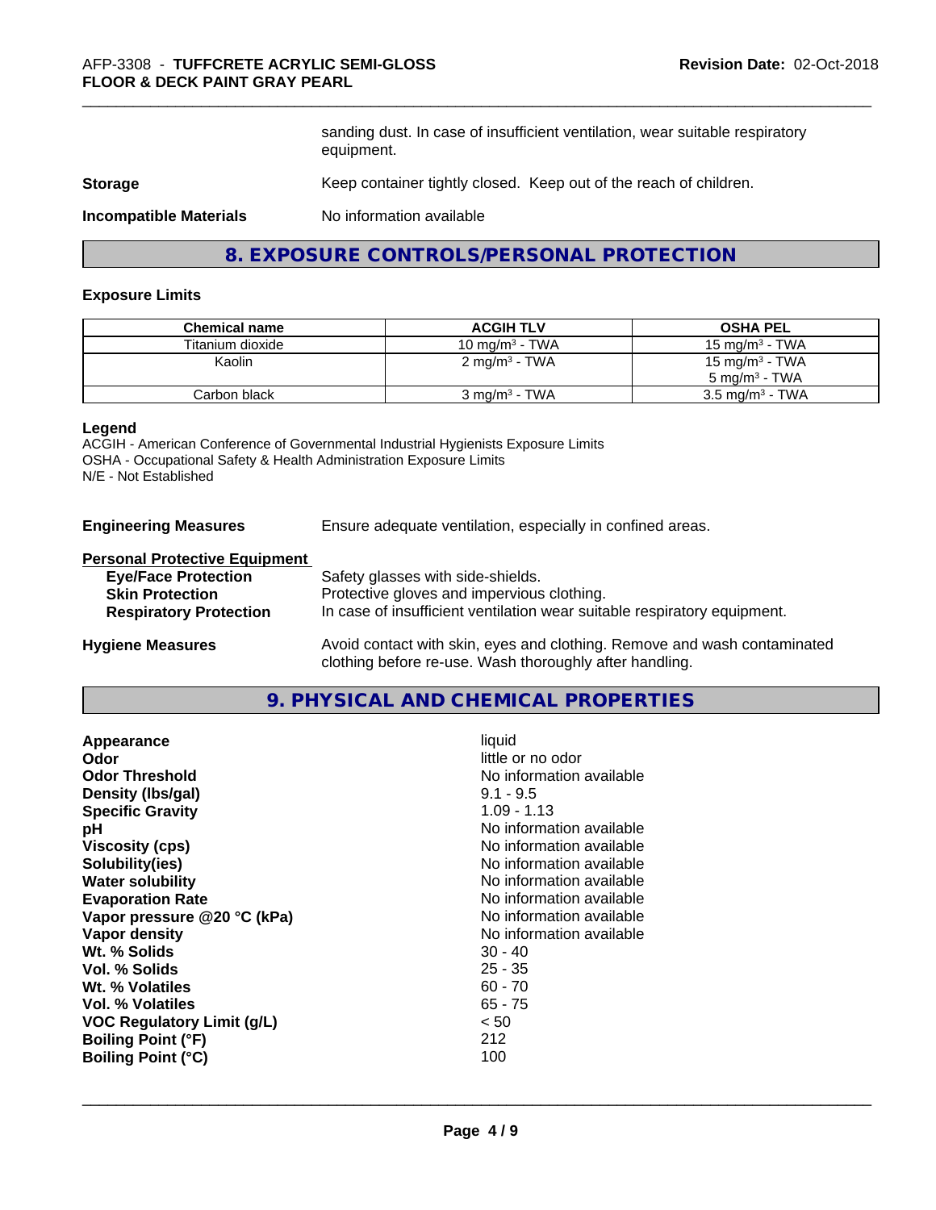sanding dust. In case of insufficient ventilation, wear suitable respiratory equipment.

**Storage** Keep container tightly closed. Keep out of the reach of children.

**Incompatible Materials** No information available

## 8. EXPOSURE CONTROLS/PERSONAL PROTECTION

### Exposure Limits

| Chemical name | ACGIH TLV | OSHA PEL |
|---|---|---|
| Titanium dioxide | 10 mg/m³ - TWA | 15 mg/m³ - TWA |
| Kaolin | 2 mg/m³ - TWA | 15 mg/m³ - TWA<br>5 mg/m³ - TWA |
| Carbon black | 3 mg/m³ - TWA | 3.5 mg/m³ - TWA |

**Legend**
ACGIH - American Conference of Governmental Industrial Hygienists Exposure Limits
OSHA - Occupational Safety & Health Administration Exposure Limits
N/E - Not Established

**Engineering Measures** Ensure adequate ventilation, especially in confined areas.

**Personal Protective Equipment**

- **Eye/Face Protection** Safety glasses with side-shields.
- **Skin Protection** Protective gloves and impervious clothing.
- **Respiratory Protection** In case of insufficient ventilation wear suitable respiratory equipment.

**Hygiene Measures** Avoid contact with skin, eyes and clothing. Remove and wash contaminated clothing before re-use. Wash thoroughly after handling.

## 9. PHYSICAL AND CHEMICAL PROPERTIES

| Property | Value |
|---|---|
| **Appearance** | liquid |
| **Odor** | little or no odor |
| **Odor Threshold** | No information available |
| **Density (lbs/gal)** | 9.1 - 9.5 |
| **Specific Gravity** | 1.09 - 1.13 |
| **pH** | No information available |
| **Viscosity (cps)** | No information available |
| **Solubility(ies)** | No information available |
| **Water solubility** | No information available |
| **Evaporation Rate** | No information available |
| **Vapor pressure @20 °C (kPa)** | No information available |
| **Vapor density** | No information available |
| **Wt. % Solids** | 30 - 40 |
| **Vol. % Solids** | 25 - 35 |
| **Wt. % Volatiles** | 60 - 70 |
| **Vol. % Volatiles** | 65 - 75 |
| **VOC Regulatory Limit (g/L)** | < 50 |
| **Boiling Point (°F)** | 212 |
| **Boiling Point (°C)** | 100 |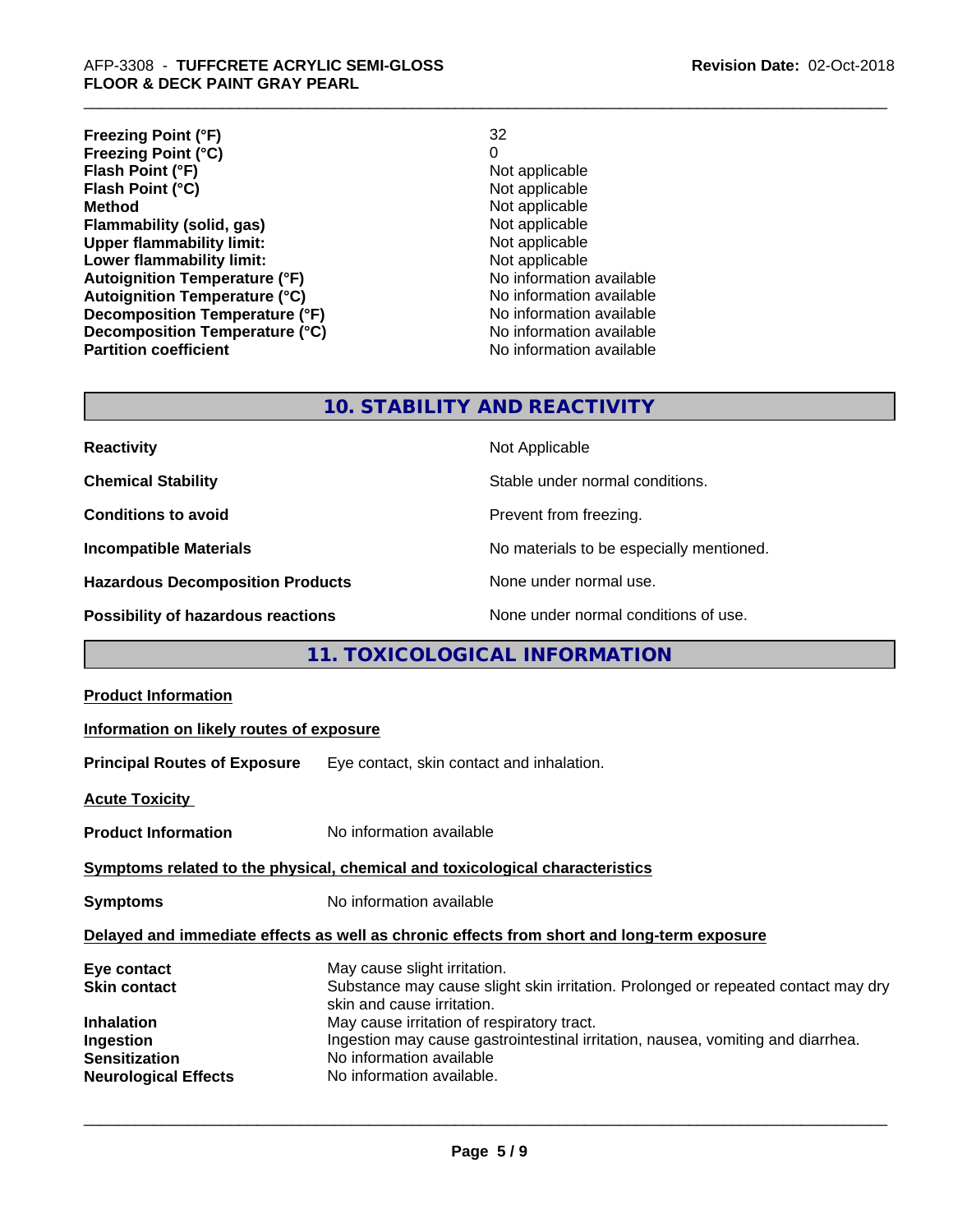| | |
|---|---|
| **Freezing Point (°F)** | 32 |
| **Freezing Point (°C)** | 0 |
| **Flash Point (°F)** | Not applicable |
| **Flash Point (°C)** | Not applicable |
| **Method** | Not applicable |
| **Flammability (solid, gas)** | Not applicable |
| **Upper flammability limit:** | Not applicable |
| **Lower flammability limit:** | Not applicable |
| **Autoignition Temperature (°F)** | No information available |
| **Autoignition Temperature (°C)** | No information available |
| **Decomposition Temperature (°F)** | No information available |
| **Decomposition Temperature (°C)** | No information available |
| **Partition coefficient** | No information available |

## 10. STABILITY AND REACTIVITY

| | |
|---|---|
| **Reactivity** | Not Applicable |
| **Chemical Stability** | Stable under normal conditions. |
| **Conditions to avoid** | Prevent from freezing. |
| **Incompatible Materials** | No materials to be especially mentioned. |
| **Hazardous Decomposition Products** | None under normal use. |
| **Possibility of hazardous reactions** | None under normal conditions of use. |

## 11. TOXICOLOGICAL INFORMATION

**Product Information**

**Information on likely routes of exposure**

**Principal Routes of Exposure** Eye contact, skin contact and inhalation.

**Acute Toxicity**

**Product Information** No information available

**Symptoms related to the physical, chemical and toxicological characteristics**

**Symptoms** No information available

**Delayed and immediate effects as well as chronic effects from short and long-term exposure**

| | |
|---|---|
| **Eye contact** | May cause slight irritation. |
| **Skin contact** | Substance may cause slight skin irritation. Prolonged or repeated contact may dry skin and cause irritation. |
| **Inhalation** | May cause irritation of respiratory tract. |
| **Ingestion** | Ingestion may cause gastrointestinal irritation, nausea, vomiting and diarrhea. |
| **Sensitization** | No information available |
| **Neurological Effects** | No information available. |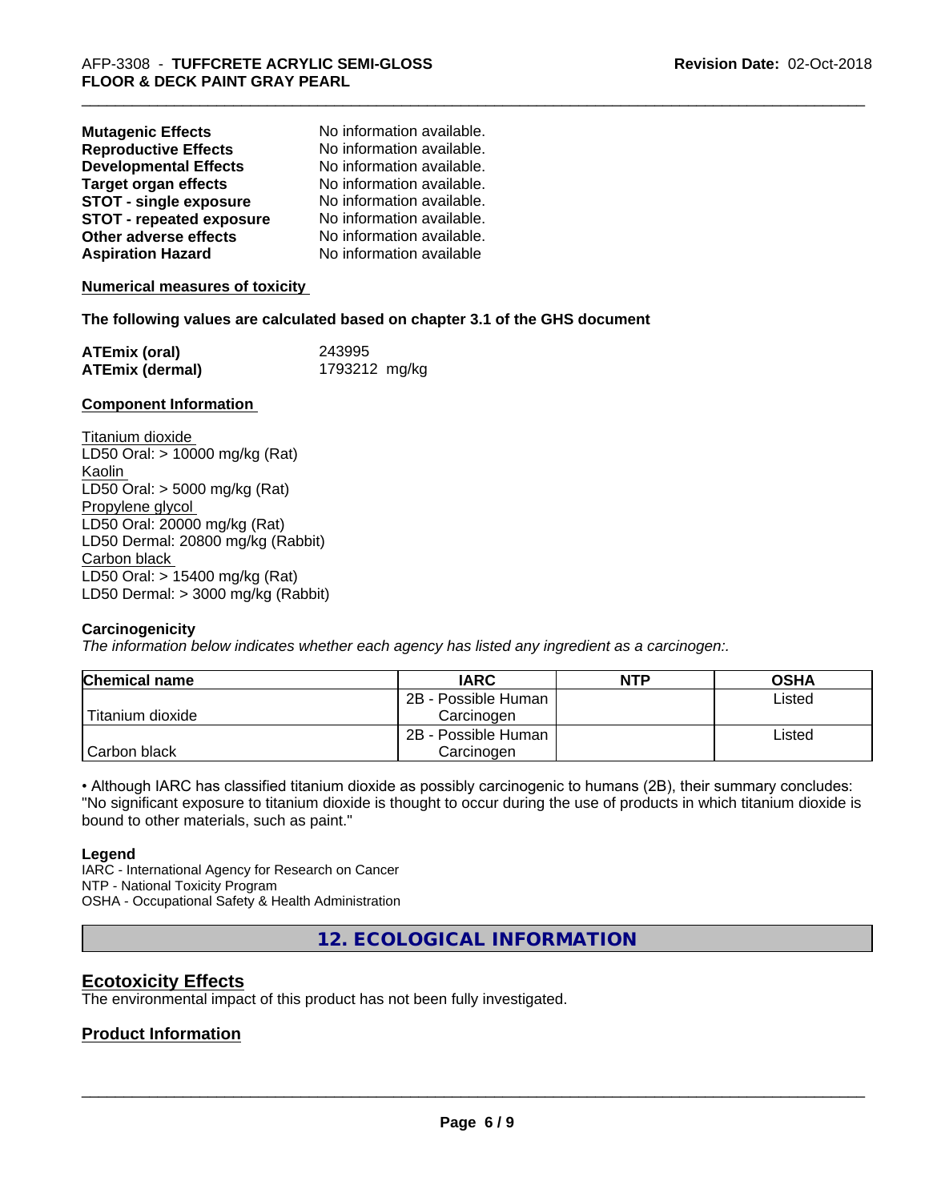| | |
|---|---|
| **Mutagenic Effects** | No information available. |
| **Reproductive Effects** | No information available. |
| **Developmental Effects** | No information available. |
| **Target organ effects** | No information available. |
| **STOT - single exposure** | No information available. |
| **STOT - repeated exposure** | No information available. |
| **Other adverse effects** | No information available. |
| **Aspiration Hazard** | No information available |

**Numerical measures of toxicity**

**The following values are calculated based on chapter 3.1 of the GHS document**

| | |
|---|---|
| **ATEmix (oral)** | 243995 |
| **ATEmix (dermal)** | 1793212 mg/kg |

**Component Information**

Titanium dioxide
LD50 Oral: > 10000 mg/kg (Rat)
Kaolin
LD50 Oral: > 5000 mg/kg (Rat)
Propylene glycol
LD50 Oral: 20000 mg/kg (Rat)
LD50 Dermal: 20800 mg/kg (Rabbit)
Carbon black
LD50 Oral: > 15400 mg/kg (Rat)
LD50 Dermal: > 3000 mg/kg (Rabbit)

**Carcinogenicity**

*The information below indicates whether each agency has listed any ingredient as a carcinogen:.*

| Chemical name | IARC | NTP | OSHA |
|---|---|---|---|
| Titanium dioxide | 2B - Possible Human Carcinogen | | Listed |
| Carbon black | 2B - Possible Human Carcinogen | | Listed |

• Although IARC has classified titanium dioxide as possibly carcinogenic to humans (2B), their summary concludes: "No significant exposure to titanium dioxide is thought to occur during the use of products in which titanium dioxide is bound to other materials, such as paint."

**Legend**

IARC - International Agency for Research on Cancer
NTP - National Toxicity Program
OSHA - Occupational Safety & Health Administration

## 12. ECOLOGICAL INFORMATION

### Ecotoxicity Effects

The environmental impact of this product has not been fully investigated.

### Product Information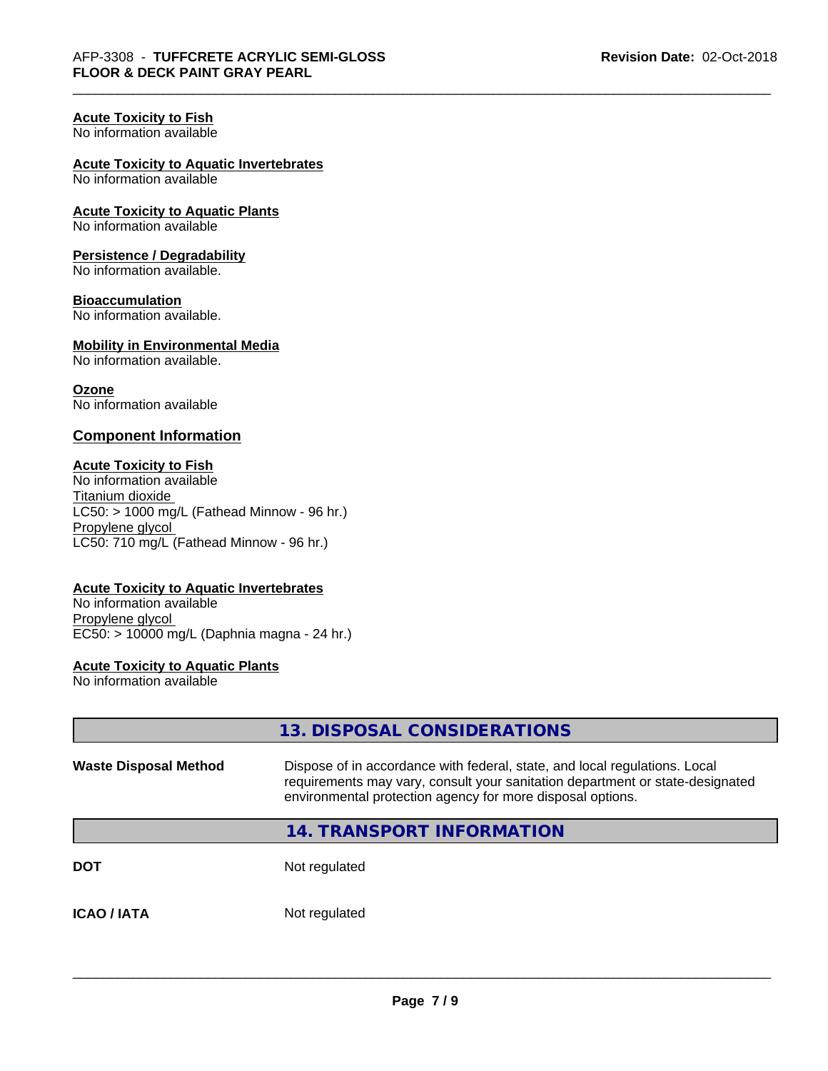**Acute Toxicity to Fish**
No information available

**Acute Toxicity to Aquatic Invertebrates**
No information available

**Acute Toxicity to Aquatic Plants**
No information available

**Persistence / Degradability**
No information available.

**Bioaccumulation**
No information available.

**Mobility in Environmental Media**
No information available.

**Ozone**
No information available

## Component Information

**Acute Toxicity to Fish**
No information available
Titanium dioxide
LC50: > 1000 mg/L (Fathead Minnow - 96 hr.)
Propylene glycol
LC50: 710 mg/L (Fathead Minnow - 96 hr.)

**Acute Toxicity to Aquatic Invertebrates**
No information available
Propylene glycol
EC50: > 10000 mg/L (Daphnia magna - 24 hr.)

**Acute Toxicity to Aquatic Plants**
No information available

## 13. DISPOSAL CONSIDERATIONS

| | |
|---|---|
| **Waste Disposal Method** | Dispose of in accordance with federal, state, and local regulations. Local requirements may vary, consult your sanitation department or state-designated environmental protection agency for more disposal options. |

## 14. TRANSPORT INFORMATION

| | |
|---|---|
| **DOT** | Not regulated |
| **ICAO / IATA** | Not regulated |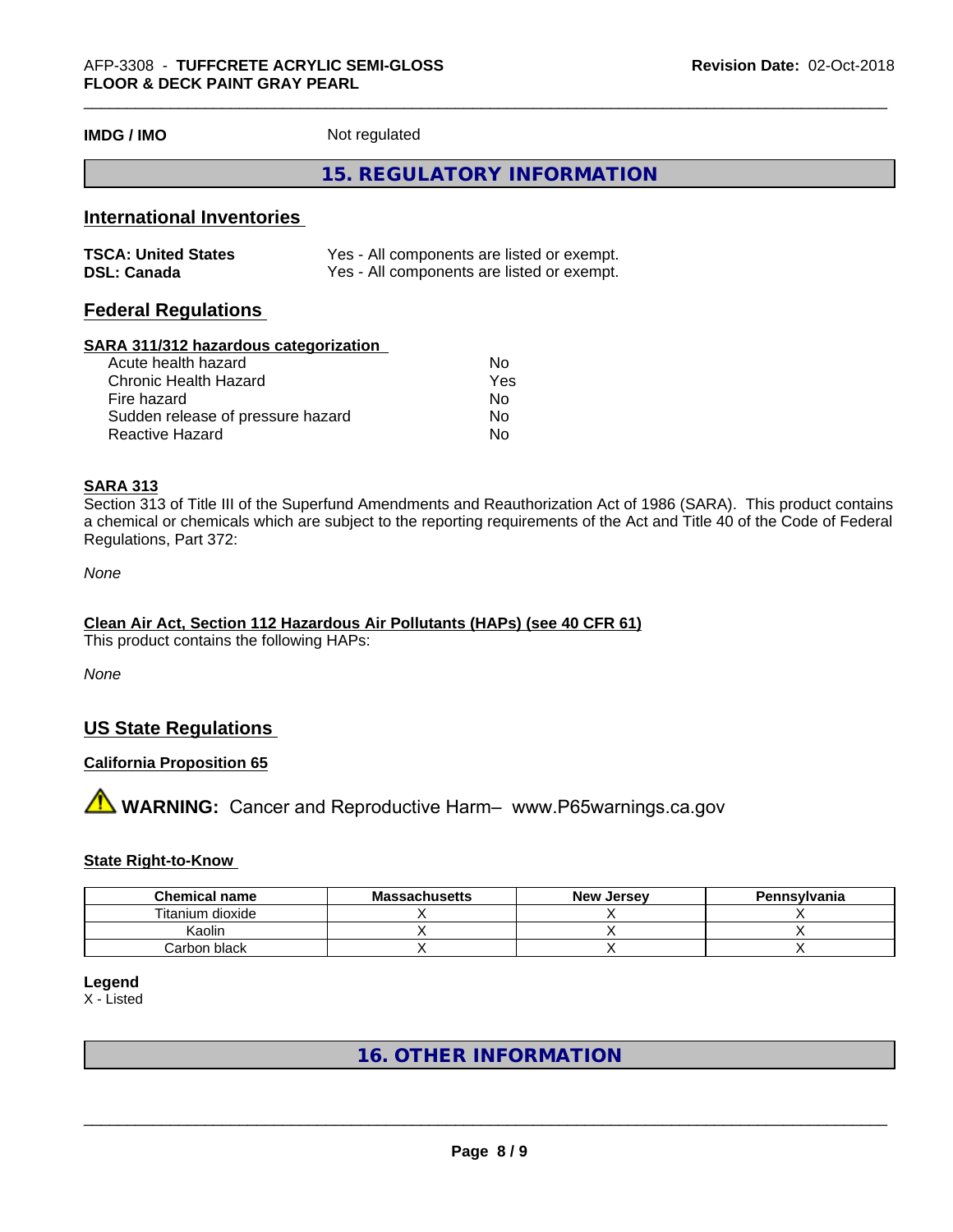**IMDG / IMO** Not regulated

## 15. REGULATORY INFORMATION

### International Inventories

| | |
|---|---|
| **TSCA: United States** | Yes - All components are listed or exempt. |
| **DSL: Canada** | Yes - All components are listed or exempt. |

### Federal Regulations

**SARA 311/312 hazardous categorization**

| | |
|---|---|
| Acute health hazard | No |
| Chronic Health Hazard | Yes |
| Fire hazard | No |
| Sudden release of pressure hazard | No |
| Reactive Hazard | No |

**SARA 313**

Section 313 of Title III of the Superfund Amendments and Reauthorization Act of 1986 (SARA). This product contains a chemical or chemicals which are subject to the reporting requirements of the Act and Title 40 of the Code of Federal Regulations, Part 372:

*None*

**Clean Air Act, Section 112 Hazardous Air Pollutants (HAPs) (see 40 CFR 61)**

This product contains the following HAPs:

*None*

### US State Regulations

**California Proposition 65**

**WARNING:** Cancer and Reproductive Harm– www.P65warnings.ca.gov

**State Right-to-Know**

| Chemical name | Massachusetts | New Jersey | Pennsylvania |
|---|---|---|---|
| Titanium dioxide | X | X | X |
| Kaolin | X | X | X |
| Carbon black | X | X | X |

**Legend**

X - Listed

## 16. OTHER INFORMATION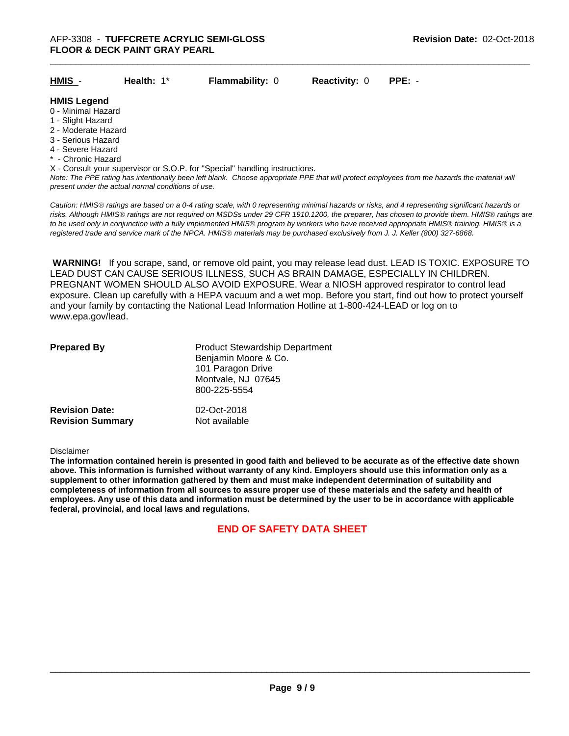| **HMIS** - | **Health:** 1* | **Flammability:** 0 | **Reactivity:** 0 | **PPE:** - |
|---|---|---|---|---|

**HMIS Legend**

0 - Minimal Hazard
1 - Slight Hazard
2 - Moderate Hazard
3 - Serious Hazard
4 - Severe Hazard
* - Chronic Hazard
X - Consult your supervisor or S.O.P. for "Special" handling instructions.

*Note: The PPE rating has intentionally been left blank. Choose appropriate PPE that will protect employees from the hazards the material will present under the actual normal conditions of use.*

*Caution: HMIS® ratings are based on a 0-4 rating scale, with 0 representing minimal hazards or risks, and 4 representing significant hazards or risks. Although HMIS® ratings are not required on MSDSs under 29 CFR 1910.1200, the preparer, has chosen to provide them. HMIS® ratings are to be used only in conjunction with a fully implemented HMIS® program by workers who have received appropriate HMIS® training. HMIS® is a registered trade and service mark of the NPCA. HMIS® materials may be purchased exclusively from J. J. Keller (800) 327-6868.*

**WARNING!** If you scrape, sand, or remove old paint, you may release lead dust. LEAD IS TOXIC. EXPOSURE TO LEAD DUST CAN CAUSE SERIOUS ILLNESS, SUCH AS BRAIN DAMAGE, ESPECIALLY IN CHILDREN. PREGNANT WOMEN SHOULD ALSO AVOID EXPOSURE. Wear a NIOSH approved respirator to control lead exposure. Clean up carefully with a HEPA vacuum and a wet mop. Before you start, find out how to protect yourself and your family by contacting the National Lead Information Hotline at 1-800-424-LEAD or log on to www.epa.gov/lead.

**Prepared By**
Product Stewardship Department
Benjamin Moore & Co.
101 Paragon Drive
Montvale, NJ 07645
800-225-5554

**Revision Date:** 02-Oct-2018
**Revision Summary** Not available

Disclaimer

**The information contained herein is presented in good faith and believed to be accurate as of the effective date shown above. This information is furnished without warranty of any kind. Employers should use this information only as a supplement to other information gathered by them and must make independent determination of suitability and completeness of information from all sources to assure proper use of these materials and the safety and health of employees. Any use of this data and information must be determined by the user to be in accordance with applicable federal, provincial, and local laws and regulations.**

**END OF SAFETY DATA SHEET**